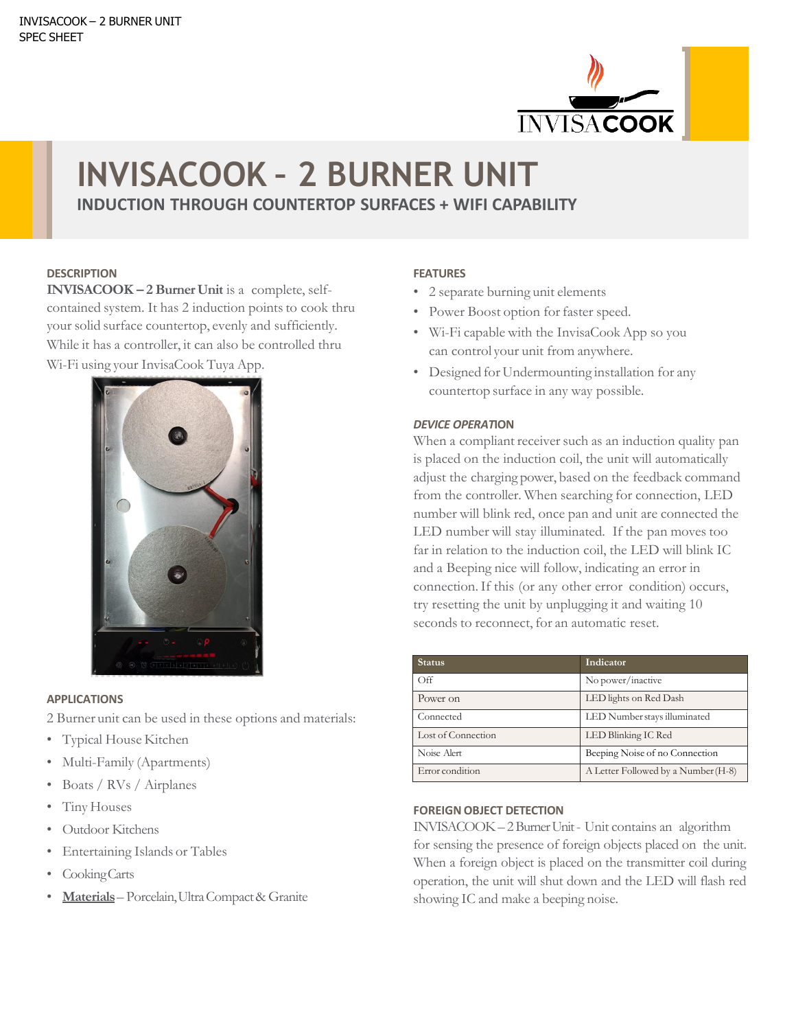INVISACOOK – 2 BURNER UNIT
SPEC SHEET

# INVISACOOK - 2 BURNER UNIT

## INDUCTION THROUGH COUNTERTOP SURFACES + WIFI CAPABILITY

### DESCRIPTION

**INVISACOOK – 2 Burner Unit** is a complete, self-contained system. It has 2 induction points to cook thru your solid surface countertop, evenly and sufficiently. While it has a controller, it can also be controlled thru Wi-Fi using your InvisaCook Tuya App.

### APPLICATIONS

2 Burner unit can be used in these options and materials:

- Typical House Kitchen
- Multi-Family (Apartments)
- Boats / RVs / Airplanes
- Tiny Houses
- Outdoor Kitchens
- Entertaining Islands or Tables
- Cooking Carts
- **Materials** – Porcelain, Ultra Compact & Granite

### FEATURES

- 2 separate burning unit elements
- Power Boost option for faster speed.
- Wi-Fi capable with the InvisaCook App so you can control your unit from anywhere.
- Designed for Undermounting installation for any countertop surface in any way possible.

### *DEVICE OPERATION*

When a compliant receiver such as an induction quality pan is placed on the induction coil, the unit will automatically adjust the charging power, based on the feedback command from the controller. When searching for connection, LED number will blink red, once pan and unit are connected the LED number will stay illuminated. If the pan moves too far in relation to the induction coil, the LED will blink IC and a Beeping nice will follow, indicating an error in connection. If this (or any other error condition) occurs, try resetting the unit by unplugging it and waiting 10 seconds to reconnect, for an automatic reset.

| Status | Indicator |
| --- | --- |
| Off | No power/inactive |
| Power on | LED lights on Red Dash |
| Connected | LED Number stays illuminated |
| Lost of Connection | LED Blinking IC Red |
| Noise Alert | Beeping Noise of no Connection |
| Error condition | A Letter Followed by a Number (H-8) |

### FOREIGN OBJECT DETECTION

INVISACOOK – 2 Burner Unit - Unit contains an algorithm for sensing the presence of foreign objects placed on the unit. When a foreign object is placed on the transmitter coil during operation, the unit will shut down and the LED will flash red showing IC and make a beeping noise.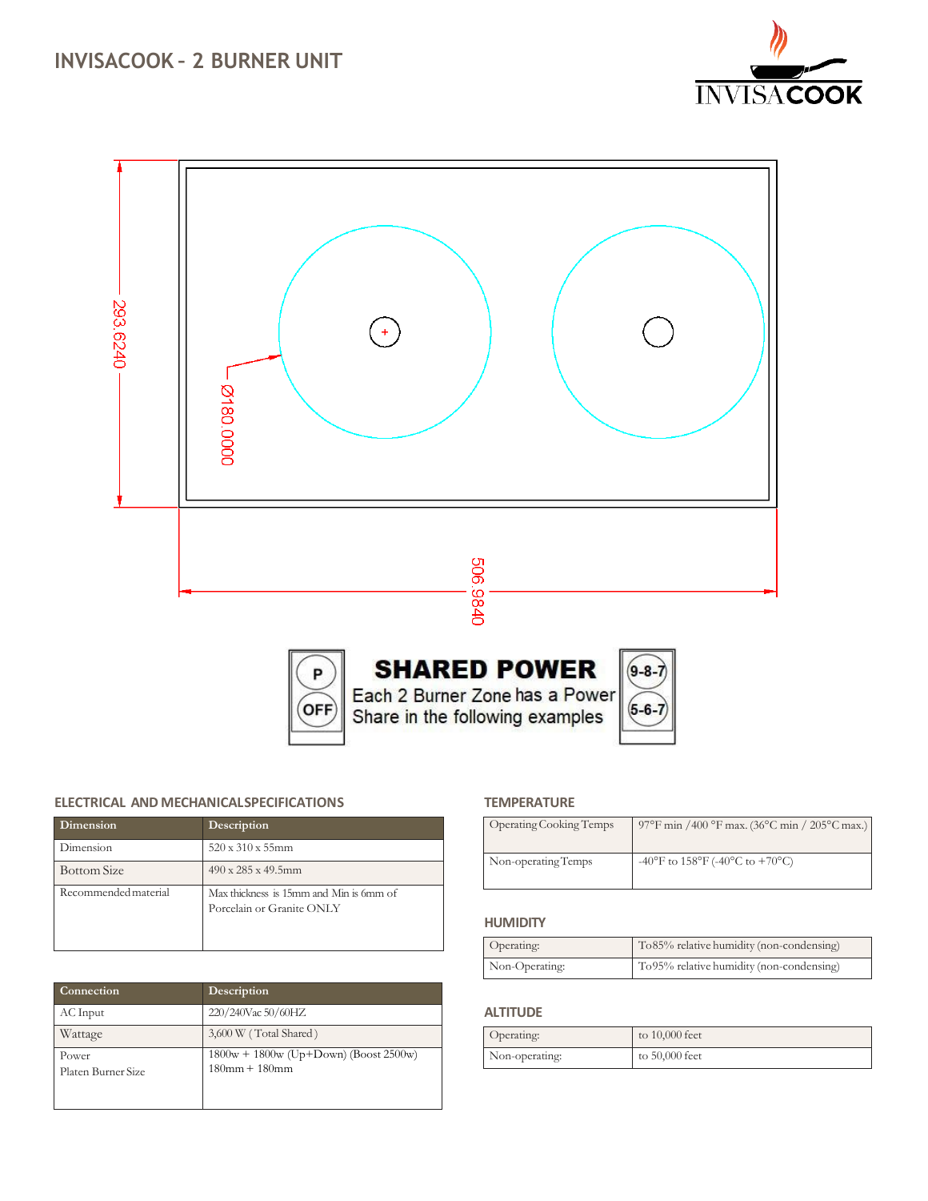# INVISACOOK – 2 BURNER UNIT

INVISACOOK

293.6240

Ø180.0000

506.9840

**SHARED POWER**

Each 2 Burner Zone has a Power Share in the following examples

P

OFF

9-8-7

5-6-7

## ELECTRICAL AND MECHANICAL SPECIFICATIONS

| Dimension | Description |
|---|---|
| Dimension | 520 x 310 x 55mm |
| Bottom Size | 490 x 285 x 49.5mm |
| Recommended material | Max thickness is 15mm and Min is 6mm of Porcelain or Granite ONLY |

| Connection | Description |
|---|---|
| AC Input | 220/240Vac 50/60HZ |
| Wattage | 3,600 W ( Total Shared ) |
| Power<br>Platen Burner Size | 1800w + 1800w (Up+Down) (Boost 2500w)<br>180mm + 180mm |

## TEMPERATURE

| | |
|---|---|
| Operating Cooking Temps | 97°F min /400 °F max. (36°C min / 205°C max.) |
| Non-operating Temps | -40°F to 158°F (-40°C to +70°C) |

## HUMIDITY

| | |
|---|---|
| Operating: | To85% relative humidity (non-condensing) |
| Non-Operating: | To95% relative humidity (non-condensing) |

## ALTITUDE

| | |
|---|---|
| Operating: | to 10,000 feet |
| Non-operating: | to 50,000 feet |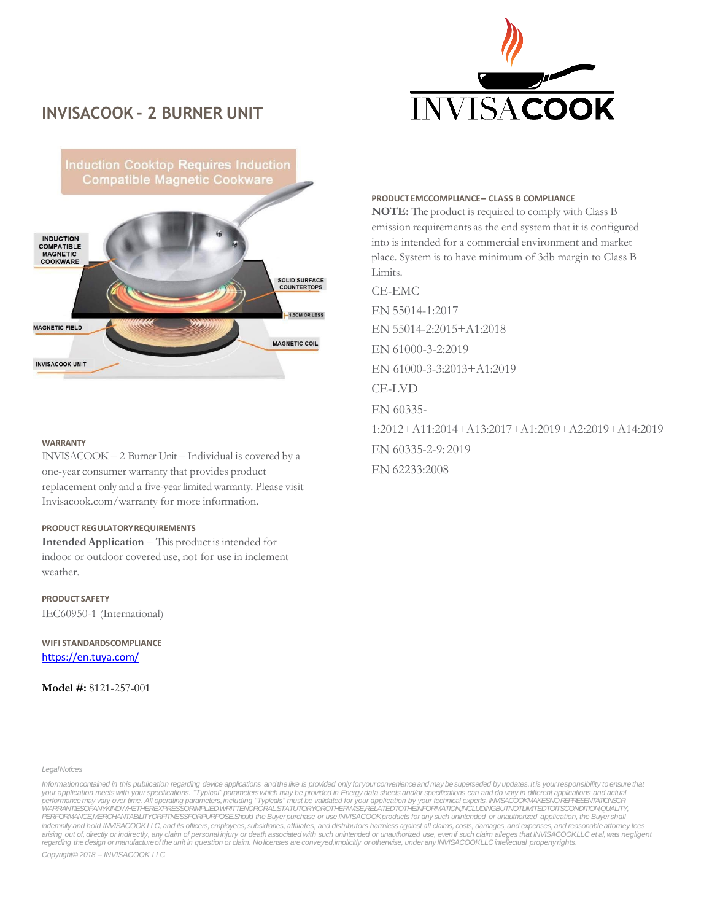# INVISACOOK – 2 BURNER UNIT

Induction Cooktop Requires Induction Compatible Magnetic Cookware

INDUCTION COMPATIBLE MAGNETIC COOKWARE

SOLID SURFACE COUNTERTOPS

1.5CM OR LESS

MAGNETIC FIELD

MAGNETIC COIL

INVISACOOK UNIT

#### WARRANTY

INVISACOOK – 2 Burner Unit – Individual is covered by a one-year consumer warranty that provides product replacement only and a five-year limited warranty. Please visit Invisacook.com/warranty for more information.

#### PRODUCT REGULATORY REQUIREMENTS

**Intended Application** – This product is intended for indoor or outdoor covered use, not for use in inclement weather.

#### PRODUCT SAFETY

IEC60950-1 (International)

#### WIFI STANDARDS COMPLIANCE

[https://en.tuya.com/](https://en.tuya.com/)

**Model #:** 8121-257-001

#### PRODUCT EMC COMPLIANCE – CLASS B COMPLIANCE

**NOTE:** The product is required to comply with Class B emission requirements as the end system that it is configured into is intended for a commercial environment and market place. System is to have minimum of 3db margin to Class B Limits.

CE-EMC

EN 55014-1:2017

EN 55014-2:2015+A1:2018

EN 61000-3-2:2019

EN 61000-3-3:2013+A1:2019

CE-LVD

EN 60335-1:2012+A11:2014+A13:2017+A1:2019+A2:2019+A14:2019

EN 60335-2-9: 2019

EN 62233:2008

*Legal Notices*

*Information contained in this publication regarding device applications and the like is provided only for your convenience and may be superseded by updates. It is your responsibility to ensure that your application meets with your specifications. "Typical" parameters which may be provided in Energy data sheets and/or specifications can and do vary in different applications and actual performance may vary over time. All operating parameters, including "Typicals" must be validated for your application by your technical experts. INVISACOOK MAKES NO REPRESENTATIONS OR WARRANTIES OF ANY KIND WHETHER EXPRESS OR IMPLIED, WRITTEN OR ORAL, STATUTORY OR OTHERWISE, RELATED TO THE INFORMATION, INCLUDING BUT NOT LIMITED TO ITS CONDITION, QUALITY, PERFORMANCE, MERCHANTABILITY OR FITNESS FOR PURPOSE. Should the Buyer purchase or use INVISACOOK products for any such unintended or unauthorized application, the Buyer shall indemnify and hold INVISACOOK LLC, and its officers, employees, subsidiaries, affiliates, and distributors harmless against all claims, costs, damages, and expenses, and reasonable attorney fees arising out of, directly or indirectly, any claim of personal injury or death associated with such unintended or unauthorized use, even if such claim alleges that INVISACOOK LLC et al, was negligent regarding the design or manufacture of the unit in question or claim. No licenses are conveyed, implicitly or otherwise, under any INVISACOOK LLC intellectual property rights.*

*Copyright© 2018 – INVISACOOK LLC*